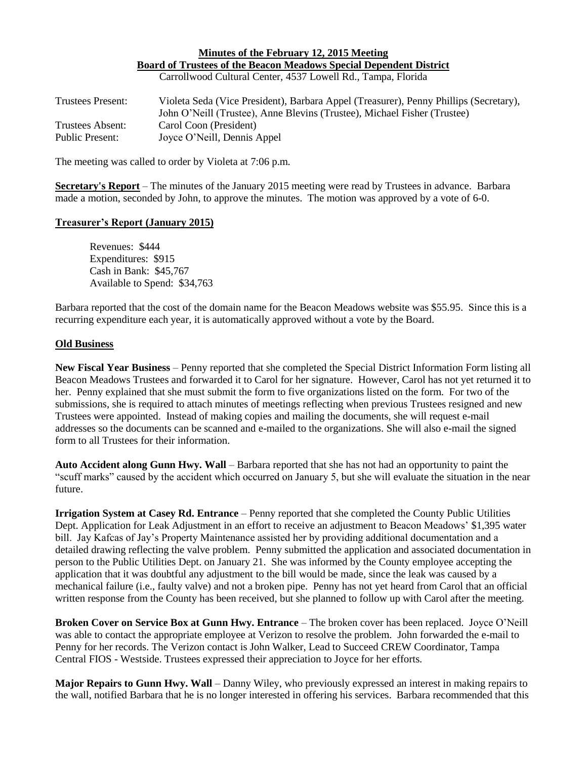**Minutes of the February 12, 2015 Meeting**
**Board of Trustees of the Beacon Meadows Special Dependent District**
Carrollwood Cultural Center, 4537 Lowell Rd., Tampa, Florida

| | |
|---|---|
| Trustees Present: | Violeta Seda (Vice President), Barbara Appel (Treasurer), Penny Phillips (Secretary), John O'Neill (Trustee), Anne Blevins (Trustee), Michael Fisher (Trustee) |
| Trustees Absent: | Carol Coon (President) |
| Public Present: | Joyce O'Neill, Dennis Appel |

The meeting was called to order by Violeta at 7:06 p.m.

**Secretary's Report** – The minutes of the January 2015 meeting were read by Trustees in advance. Barbara made a motion, seconded by John, to approve the minutes. The motion was approved by a vote of 6-0.

**Treasurer's Report (January 2015)**

Revenues: $444
Expenditures: $915
Cash in Bank: $45,767
Available to Spend: $34,763

Barbara reported that the cost of the domain name for the Beacon Meadows website was $55.95. Since this is a recurring expenditure each year, it is automatically approved without a vote by the Board.

**Old Business**

**New Fiscal Year Business** – Penny reported that she completed the Special District Information Form listing all Beacon Meadows Trustees and forwarded it to Carol for her signature. However, Carol has not yet returned it to her. Penny explained that she must submit the form to five organizations listed on the form. For two of the submissions, she is required to attach minutes of meetings reflecting when previous Trustees resigned and new Trustees were appointed. Instead of making copies and mailing the documents, she will request e-mail addresses so the documents can be scanned and e-mailed to the organizations. She will also e-mail the signed form to all Trustees for their information.

**Auto Accident along Gunn Hwy. Wall** – Barbara reported that she has not had an opportunity to paint the "scuff marks" caused by the accident which occurred on January 5, but she will evaluate the situation in the near future.

**Irrigation System at Casey Rd. Entrance** – Penny reported that she completed the County Public Utilities Dept. Application for Leak Adjustment in an effort to receive an adjustment to Beacon Meadows' $1,395 water bill. Jay Kafcas of Jay's Property Maintenance assisted her by providing additional documentation and a detailed drawing reflecting the valve problem. Penny submitted the application and associated documentation in person to the Public Utilities Dept. on January 21. She was informed by the County employee accepting the application that it was doubtful any adjustment to the bill would be made, since the leak was caused by a mechanical failure (i.e., faulty valve) and not a broken pipe. Penny has not yet heard from Carol that an official written response from the County has been received, but she planned to follow up with Carol after the meeting.

**Broken Cover on Service Box at Gunn Hwy. Entrance** – The broken cover has been replaced. Joyce O'Neill was able to contact the appropriate employee at Verizon to resolve the problem. John forwarded the e-mail to Penny for her records. The Verizon contact is John Walker, Lead to Succeed CREW Coordinator, Tampa Central FIOS - Westside. Trustees expressed their appreciation to Joyce for her efforts.

**Major Repairs to Gunn Hwy. Wall** – Danny Wiley, who previously expressed an interest in making repairs to the wall, notified Barbara that he is no longer interested in offering his services. Barbara recommended that this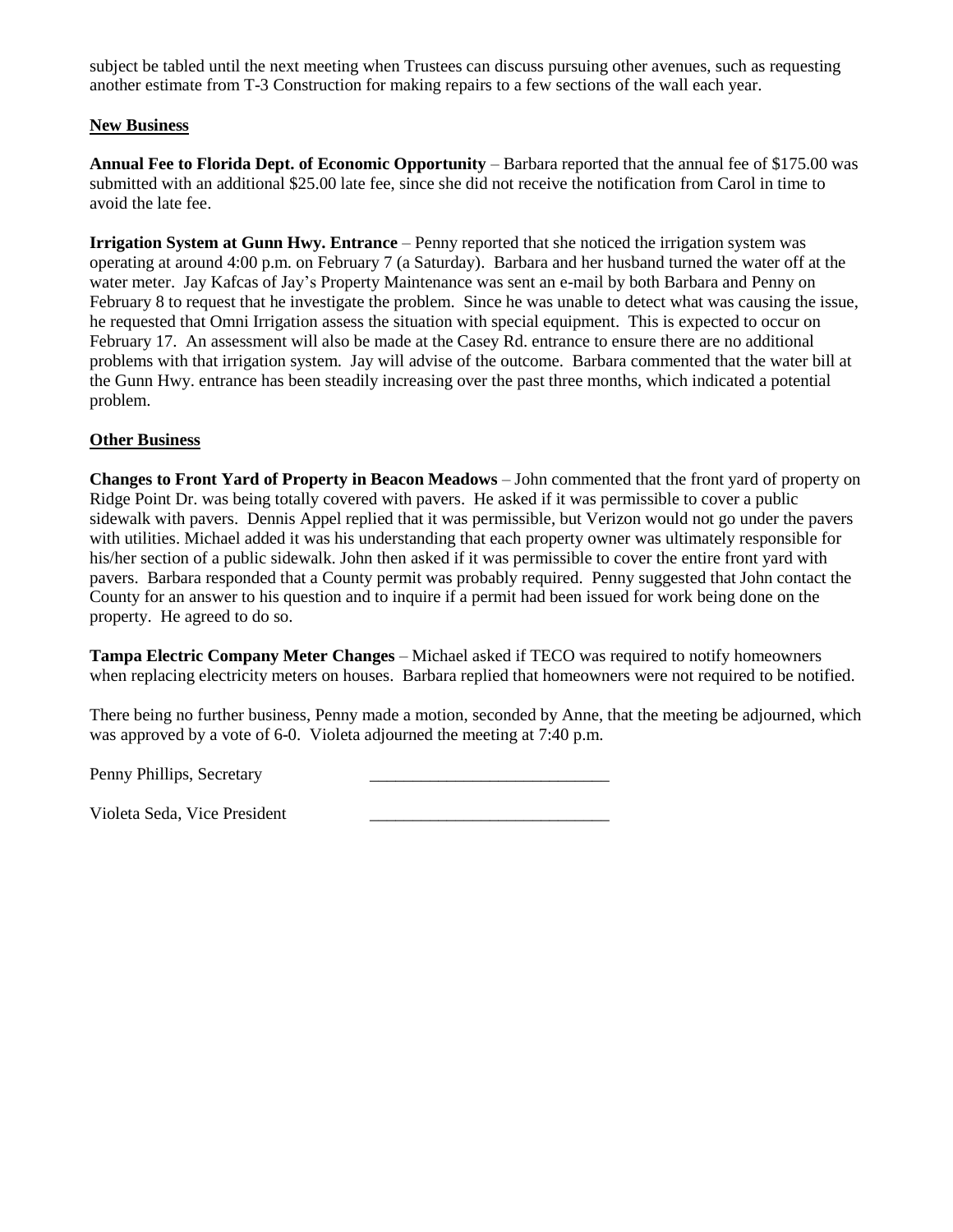subject be tabled until the next meeting when Trustees can discuss pursuing other avenues, such as requesting another estimate from T-3 Construction for making repairs to a few sections of the wall each year.

## New Business

**Annual Fee to Florida Dept. of Economic Opportunity** – Barbara reported that the annual fee of $175.00 was submitted with an additional $25.00 late fee, since she did not receive the notification from Carol in time to avoid the late fee.

**Irrigation System at Gunn Hwy. Entrance** – Penny reported that she noticed the irrigation system was operating at around 4:00 p.m. on February 7 (a Saturday). Barbara and her husband turned the water off at the water meter. Jay Kafcas of Jay's Property Maintenance was sent an e-mail by both Barbara and Penny on February 8 to request that he investigate the problem. Since he was unable to detect what was causing the issue, he requested that Omni Irrigation assess the situation with special equipment. This is expected to occur on February 17. An assessment will also be made at the Casey Rd. entrance to ensure there are no additional problems with that irrigation system. Jay will advise of the outcome. Barbara commented that the water bill at the Gunn Hwy. entrance has been steadily increasing over the past three months, which indicated a potential problem.

## Other Business

**Changes to Front Yard of Property in Beacon Meadows** – John commented that the front yard of property on Ridge Point Dr. was being totally covered with pavers. He asked if it was permissible to cover a public sidewalk with pavers. Dennis Appel replied that it was permissible, but Verizon would not go under the pavers with utilities. Michael added it was his understanding that each property owner was ultimately responsible for his/her section of a public sidewalk. John then asked if it was permissible to cover the entire front yard with pavers. Barbara responded that a County permit was probably required. Penny suggested that John contact the County for an answer to his question and to inquire if a permit had been issued for work being done on the property. He agreed to do so.

**Tampa Electric Company Meter Changes** – Michael asked if TECO was required to notify homeowners when replacing electricity meters on houses. Barbara replied that homeowners were not required to be notified.

There being no further business, Penny made a motion, seconded by Anne, that the meeting be adjourned, which was approved by a vote of 6-0. Violeta adjourned the meeting at 7:40 p.m.

Penny Phillips, Secretary ____________________________

Violeta Seda, Vice President ____________________________